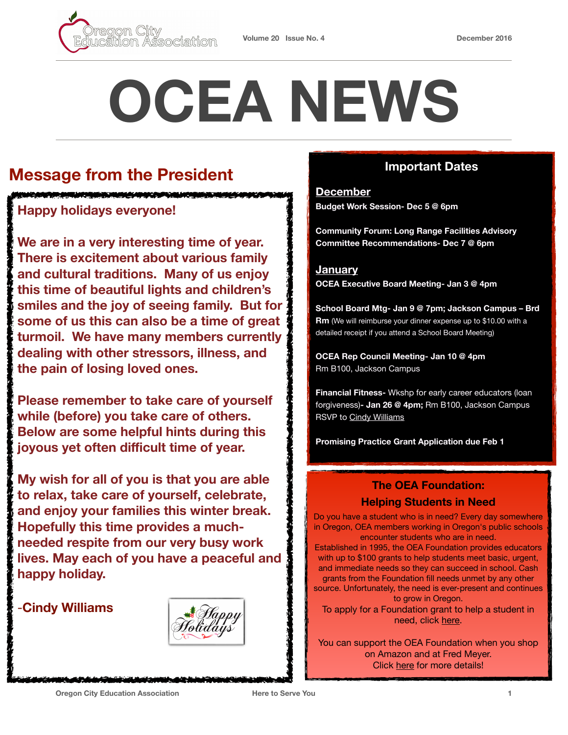# OCEA NEWS

## Message from the President

**Happy holidays everyone!**

**We are in a very interesting time of year. There is excitement about various family and cultural traditions. Many of us enjoy this time of beautiful lights and children's smiles and the joy of seeing family. But for some of us this can also be a time of great turmoil. We have many members currently dealing with other stressors, illness, and the pain of losing loved ones.**

**Please remember to take care of yourself while (before) you take care of others. Below are some helpful hints during this joyous yet often difficult time of year.**

**My wish for all of you is that you are able to relax, take care of yourself, celebrate, and enjoy your families this winter break. Hopefully this time provides a much-needed respite from our very busy work lives. May each of you have a peaceful and happy holiday.**

**-Cindy Williams**

## Important Dates

### December

**Budget Work Session- Dec 5 @ 6pm**

**Community Forum: Long Range Facilities Advisory Committee Recommendations- Dec 7 @ 6pm**

### January

**OCEA Executive Board Meeting- Jan 3 @ 4pm**

**School Board Mtg- Jan 9 @ 7pm; Jackson Campus – Brd Rm** (We will reimburse your dinner expense up to $10.00 with a detailed receipt if you attend a School Board Meeting)

**OCEA Rep Council Meeting- Jan 10 @ 4pm**
Rm B100, Jackson Campus

**Financial Fitness-** Wkshp for early career educators (loan forgiveness)**- Jan 26 @ 4pm;** Rm B100, Jackson Campus
RSVP to Cindy Williams

**Promising Practice Grant Application due Feb 1**

## The OEA Foundation: Helping Students in Need

Do you have a student who is in need? Every day somewhere in Oregon, OEA members working in Oregon's public schools encounter students who are in need.

Established in 1995, the OEA Foundation provides educators with up to $100 grants to help students meet basic, urgent, and immediate needs so they can succeed in school. Cash grants from the Foundation fill needs unmet by any other source. Unfortunately, the need is ever-present and continues to grow in Oregon.

To apply for a Foundation grant to help a student in need, click here.

You can support the OEA Foundation when you shop on Amazon and at Fred Meyer. Click here for more details!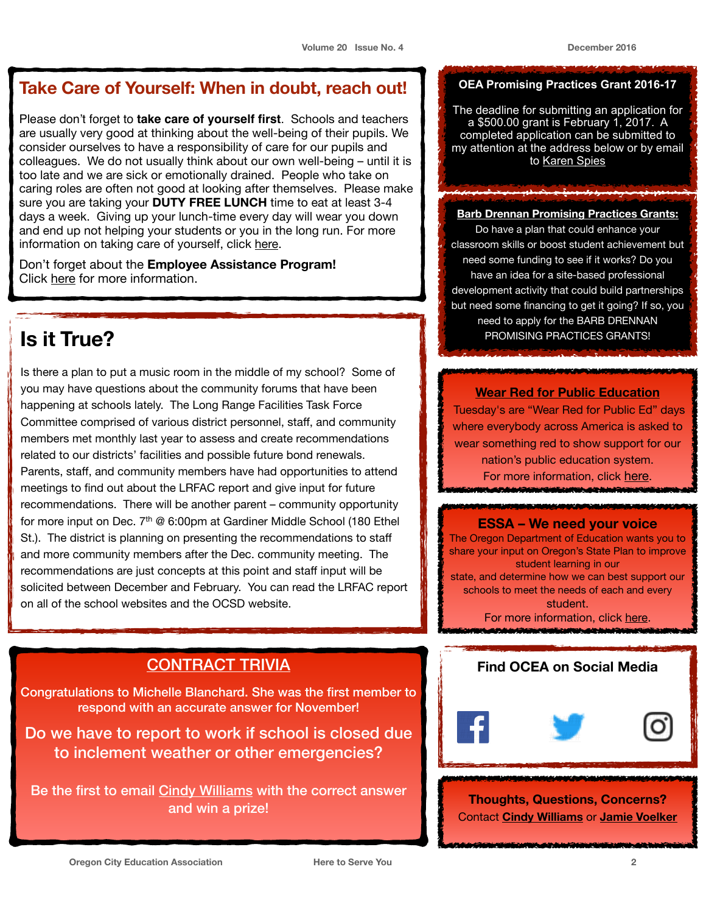## Take Care of Yourself: When in doubt, reach out!

Please don't forget to **take care of yourself first**. Schools and teachers are usually very good at thinking about the well-being of their pupils. We consider ourselves to have a responsibility of care for our pupils and colleagues. We do not usually think about our own well-being – until it is too late and we are sick or emotionally drained. People who take on caring roles are often not good at looking after themselves. Please make sure you are taking your **DUTY FREE LUNCH** time to eat at least 3-4 days a week. Giving up your lunch-time every day will wear you down and end up not helping your students or you in the long run. For more information on taking care of yourself, click here.

Don't forget about the **Employee Assistance Program!** Click here for more information.

## Is it True?

Is there a plan to put a music room in the middle of my school? Some of you may have questions about the community forums that have been happening at schools lately. The Long Range Facilities Task Force Committee comprised of various district personnel, staff, and community members met monthly last year to assess and create recommendations related to our districts' facilities and possible future bond renewals. Parents, staff, and community members have had opportunities to attend meetings to find out about the LRFAC report and give input for future recommendations. There will be another parent – community opportunity for more input on Dec. 7th @ 6:00pm at Gardiner Middle School (180 Ethel St.). The district is planning on presenting the recommendations to staff and more community members after the Dec. community meeting. The recommendations are just concepts at this point and staff input will be solicited between December and February. You can read the LRFAC report on all of the school websites and the OCSD website.

## CONTRACT TRIVIA

Congratulations to Michelle Blanchard. She was the first member to respond with an accurate answer for November!

**Do we have to report to work if school is closed due to inclement weather or other emergencies?**

Be the first to email Cindy Williams with the correct answer and win a prize!

### OEA Promising Practices Grant 2016-17

The deadline for submitting an application for a $500.00 grant is February 1, 2017. A completed application can be submitted to my attention at the address below or by email to Karen Spies

### Barb Drennan Promising Practices Grants:

Do have a plan that could enhance your classroom skills or boost student achievement but need some funding to see if it works? Do you have an idea for a site-based professional development activity that could build partnerships but need some financing to get it going? If so, you need to apply for the BARB DRENNAN PROMISING PRACTICES GRANTS!

### Wear Red for Public Education

Tuesday's are "Wear Red for Public Ed" days where everybody across America is asked to wear something red to show support for our nation's public education system.
For more information, click here.

### ESSA – We need your voice

The Oregon Department of Education wants you to share your input on Oregon's State Plan to improve student learning in our state, and determine how we can best support our schools to meet the needs of each and every student.
For more information, click here.

### Find OCEA on Social Media

### Thoughts, Questions, Concerns?

Contact **Cindy Williams** or **Jamie Voelker**